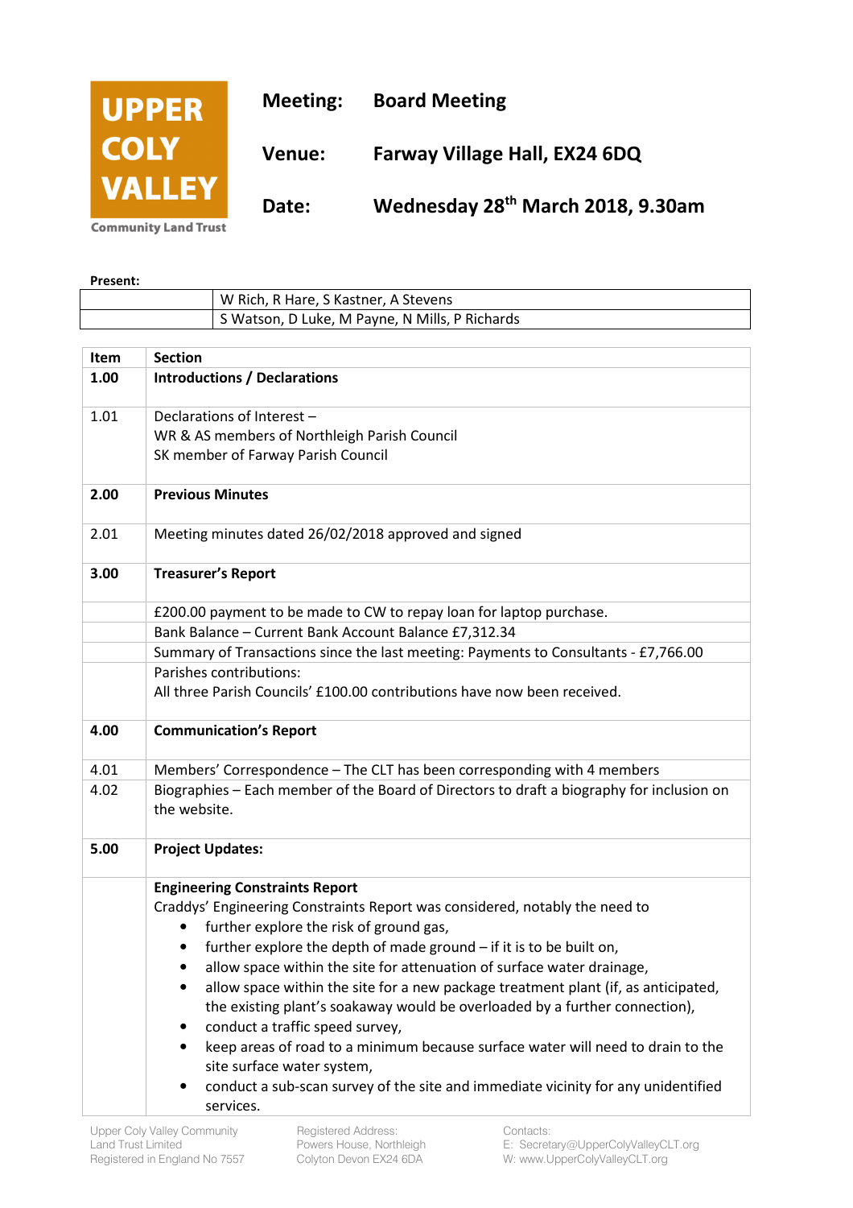**UPPER COLY VALLEY**
Community Land Trust

| | |
|---|---|
| **Meeting:** | **Board Meeting** |
| **Venue:** | **Farway Village Hall, EX24 6DQ** |
| **Date:** | **Wednesday 28th March 2018, 9.30am** |

**Present:**

| | |
|---|---|
| | W Rich, R Hare, S Kastner, A Stevens |
| | S Watson, D Luke, M Payne, N Mills, P Richards |

| Item | Section |
|---|---|
| **1.00** | **Introductions / Declarations** |
| 1.01 | Declarations of Interest –<br>WR & AS members of Northleigh Parish Council<br>SK member of Farway Parish Council |
| **2.00** | **Previous Minutes** |
| 2.01 | Meeting minutes dated 26/02/2018 approved and signed |
| **3.00** | **Treasurer's Report** |
| | £200.00 payment to be made to CW to repay loan for laptop purchase. |
| | Bank Balance – Current Bank Account Balance £7,312.34 |
| | Summary of Transactions since the last meeting: Payments to Consultants - £7,766.00 |
| | Parishes contributions:<br>All three Parish Councils' £100.00 contributions have now been received. |
| **4.00** | **Communication's Report** |
| 4.01 | Members' Correspondence – The CLT has been corresponding with 4 members |
| 4.02 | Biographies – Each member of the Board of Directors to draft a biography for inclusion on the website. |
| **5.00** | **Project Updates:** |
| | **Engineering Constraints Report**<br>Craddys' Engineering Constraints Report was considered, notably the need to<br>• further explore the risk of ground gas,<br>• further explore the depth of made ground – if it is to be built on,<br>• allow space within the site for attenuation of surface water drainage,<br>• allow space within the site for a new package treatment plant (if, as anticipated, the existing plant's soakaway would be overloaded by a further connection),<br>• conduct a traffic speed survey,<br>• keep areas of road to a minimum because surface water will need to drain to the site surface water system,<br>• conduct a sub-scan survey of the site and immediate vicinity for any unidentified services. |

Upper Coly Valley Community Land Trust Limited
Registered in England No 7557

Registered Address:
Powers House, Northleigh
Colyton Devon EX24 6DA

Contacts:
E: Secretary@UpperColyValleyCLT.org
W: www.UpperColyValleyCLT.org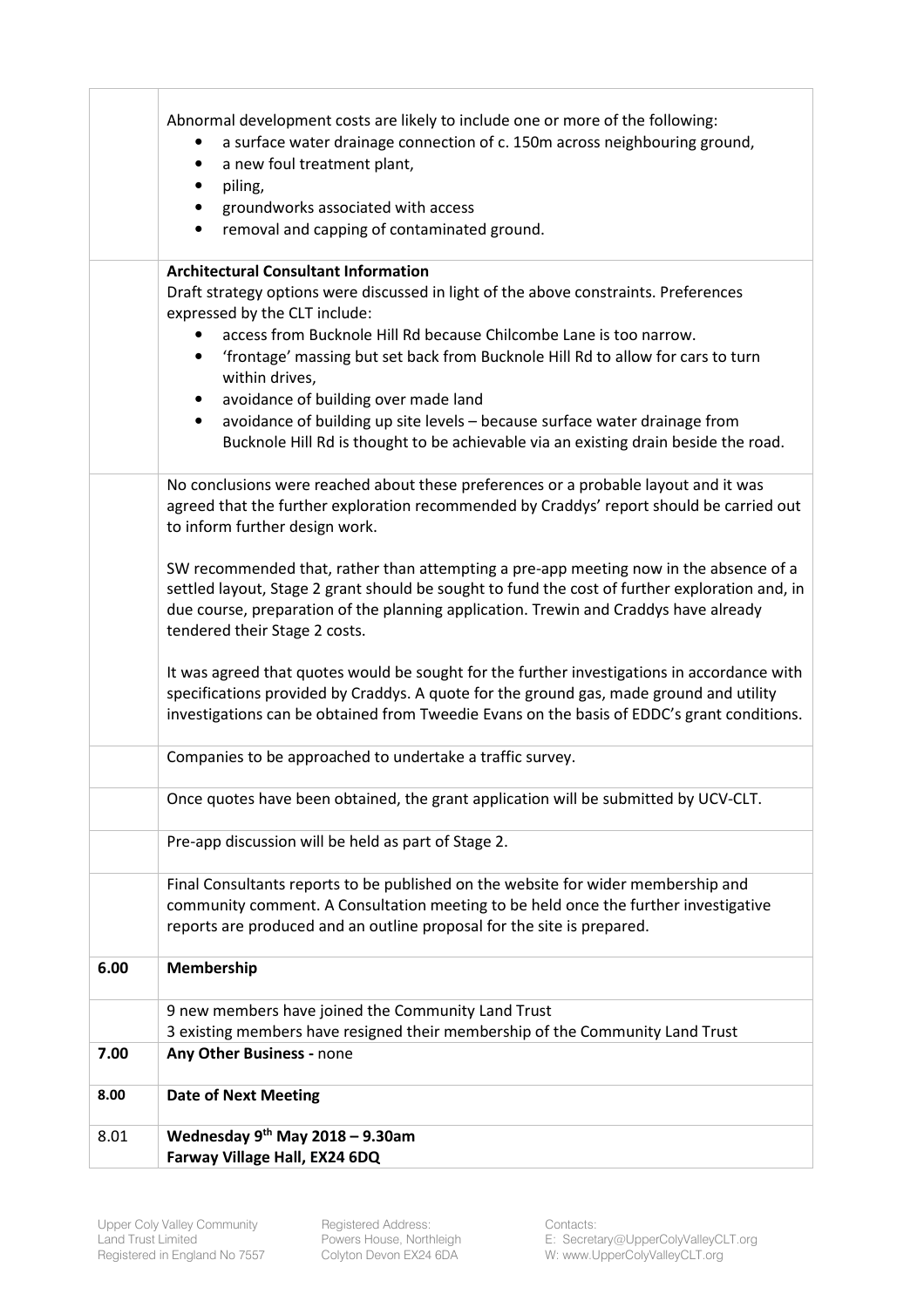| | |
|---|---|
| | Abnormal development costs are likely to include one or more of the following:<br>• a surface water drainage connection of c. 150m across neighbouring ground,<br>• a new foul treatment plant,<br>• piling,<br>• groundworks associated with access<br>• removal and capping of contaminated ground. |
| | **Architectural Consultant Information**<br>Draft strategy options were discussed in light of the above constraints. Preferences expressed by the CLT include:<br>• access from Bucknole Hill Rd because Chilcombe Lane is too narrow.<br>• 'frontage' massing but set back from Bucknole Hill Rd to allow for cars to turn within drives,<br>• avoidance of building over made land<br>• avoidance of building up site levels – because surface water drainage from Bucknole Hill Rd is thought to be achievable via an existing drain beside the road. |
| | No conclusions were reached about these preferences or a probable layout and it was agreed that the further exploration recommended by Craddys' report should be carried out to inform further design work.<br><br>SW recommended that, rather than attempting a pre-app meeting now in the absence of a settled layout, Stage 2 grant should be sought to fund the cost of further exploration and, in due course, preparation of the planning application. Trewin and Craddys have already tendered their Stage 2 costs.<br><br>It was agreed that quotes would be sought for the further investigations in accordance with specifications provided by Craddys. A quote for the ground gas, made ground and utility investigations can be obtained from Tweedie Evans on the basis of EDDC's grant conditions. |
| | Companies to be approached to undertake a traffic survey. |
| | Once quotes have been obtained, the grant application will be submitted by UCV-CLT. |
| | Pre-app discussion will be held as part of Stage 2. |
| | Final Consultants reports to be published on the website for wider membership and community comment. A Consultation meeting to be held once the further investigative reports are produced and an outline proposal for the site is prepared. |
| **6.00** | **Membership** |
| | 9 new members have joined the Community Land Trust<br>3 existing members have resigned their membership of the Community Land Trust |
| **7.00** | **Any Other Business -** none |
| **8.00** | **Date of Next Meeting** |
| 8.01 | **Wednesday 9th May 2018 – 9.30am**<br>**Farway Village Hall, EX24 6DQ** |

Upper Coly Valley Community Land Trust Limited
Registered in England No 7557

Registered Address:
Powers House, Northleigh
Colyton Devon EX24 6DA

Contacts:
E: Secretary@UpperColyValleyCLT.org
W: www.UpperColyValleyCLT.org